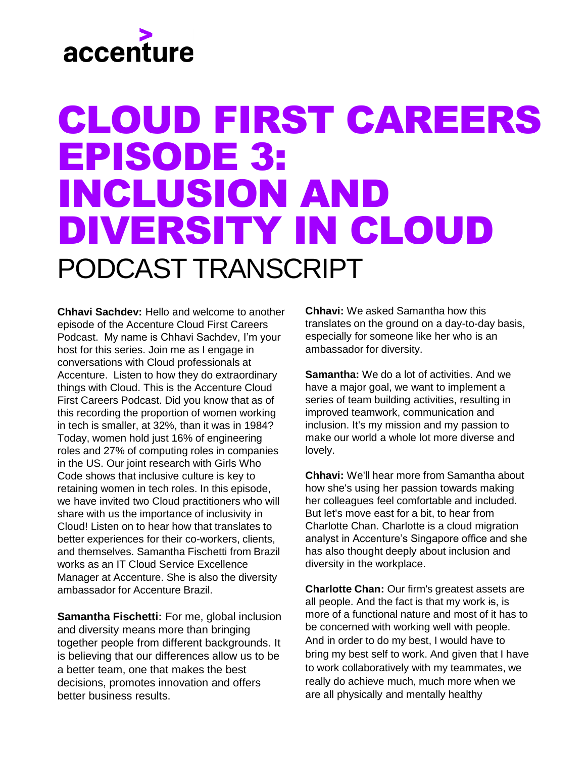accenture

# CLOUD FIRST CAREERS EPISODE 3: INCLUSION AND DIVERSITY IN CLOUD

## PODCAST TRANSCRIPT

**Chhavi Sachdev:** Hello and welcome to another episode of the Accenture Cloud First Careers Podcast. My name is Chhavi Sachdev, I'm your host for this series. Join me as I engage in conversations with Cloud professionals at Accenture. Listen to how they do extraordinary things with Cloud. This is the Accenture Cloud First Careers Podcast. Did you know that as of this recording the proportion of women working in tech is smaller, at 32%, than it was in 1984? Today, women hold just 16% of engineering roles and 27% of computing roles in companies in the US. Our joint research with Girls Who Code shows that inclusive culture is key to retaining women in tech roles. In this episode, we have invited two Cloud practitioners who will share with us the importance of inclusivity in Cloud! Listen on to hear how that translates to better experiences for their co-workers, clients, and themselves. Samantha Fischetti from Brazil works as an IT Cloud Service Excellence Manager at Accenture. She is also the diversity ambassador for Accenture Brazil.

**Samantha Fischetti:** For me, global inclusion and diversity means more than bringing together people from different backgrounds. It is believing that our differences allow us to be a better team, one that makes the best decisions, promotes innovation and offers better business results.

**Chhavi:** We asked Samantha how this translates on the ground on a day-to-day basis, especially for someone like her who is an ambassador for diversity.

**Samantha:** We do a lot of activities. And we have a major goal, we want to implement a series of team building activities, resulting in improved teamwork, communication and inclusion. It's my mission and my passion to make our world a whole lot more diverse and lovely.

**Chhavi:** We'll hear more from Samantha about how she's using her passion towards making her colleagues feel comfortable and included. But let's move east for a bit, to hear from Charlotte Chan. Charlotte is a cloud migration analyst in Accenture's Singapore office and she has also thought deeply about inclusion and diversity in the workplace.

**Charlotte Chan:** Our firm's greatest assets are all people. And the fact is that my work ~~is~~, is more of a functional nature and most of it has to be concerned with working well with people. And in order to do my best, I would have to bring my best self to work. And given that I have to work collaboratively with my teammates, we really do achieve much, much more when we are all physically and mentally healthy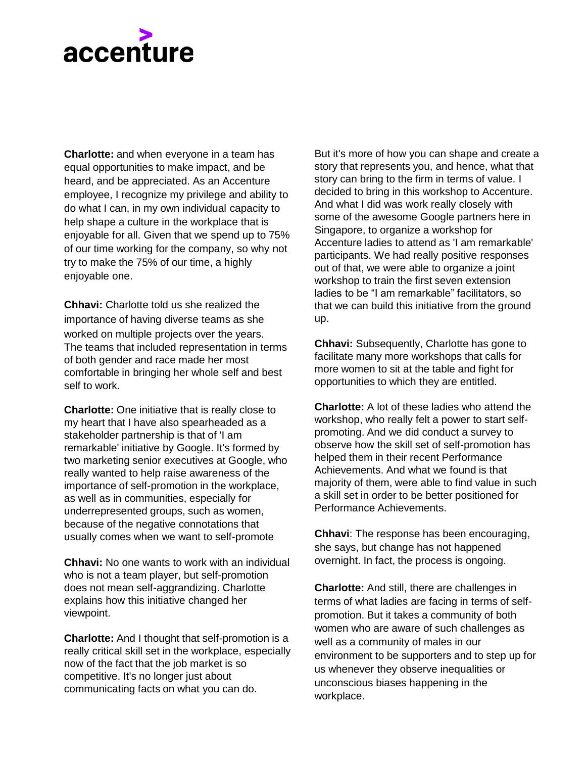**Charlotte:** and when everyone in a team has equal opportunities to make impact, and be heard, and be appreciated. As an Accenture employee, I recognize my privilege and ability to do what I can, in my own individual capacity to help shape a culture in the workplace that is enjoyable for all. Given that we spend up to 75% of our time working for the company, so why not try to make the 75% of our time, a highly enjoyable one.

**Chhavi:** Charlotte told us she realized the importance of having diverse teams as she worked on multiple projects over the years. The teams that included representation in terms of both gender and race made her most comfortable in bringing her whole self and best self to work.

**Charlotte:** One initiative that is really close to my heart that I have also spearheaded as a stakeholder partnership is that of 'I am remarkable' initiative by Google. It's formed by two marketing senior executives at Google, who really wanted to help raise awareness of the importance of self-promotion in the workplace, as well as in communities, especially for underrepresented groups, such as women, because of the negative connotations that usually comes when we want to self-promote

**Chhavi:** No one wants to work with an individual who is not a team player, but self-promotion does not mean self-aggrandizing. Charlotte explains how this initiative changed her viewpoint.

**Charlotte:** And I thought that self-promotion is a really critical skill set in the workplace, especially now of the fact that the job market is so competitive. It's no longer just about communicating facts on what you can do. But it's more of how you can shape and create a story that represents you, and hence, what that story can bring to the firm in terms of value. I decided to bring in this workshop to Accenture. And what I did was work really closely with some of the awesome Google partners here in Singapore, to organize a workshop for Accenture ladies to attend as 'I am remarkable' participants. We had really positive responses out of that, we were able to organize a joint workshop to train the first seven extension ladies to be "I am remarkable" facilitators, so that we can build this initiative from the ground up.

**Chhavi:** Subsequently, Charlotte has gone to facilitate many more workshops that calls for more women to sit at the table and fight for opportunities to which they are entitled.

**Charlotte:** A lot of these ladies who attend the workshop, who really felt a power to start self-promoting. And we did conduct a survey to observe how the skill set of self-promotion has helped them in their recent Performance Achievements. And what we found is that majority of them, were able to find value in such a skill set in order to be better positioned for Performance Achievements.

**Chhavi**: The response has been encouraging, she says, but change has not happened overnight. In fact, the process is ongoing.

**Charlotte:** And still, there are challenges in terms of what ladies are facing in terms of self-promotion. But it takes a community of both women who are aware of such challenges as well as a community of males in our environment to be supporters and to step up for us whenever they observe inequalities or unconscious biases happening in the workplace.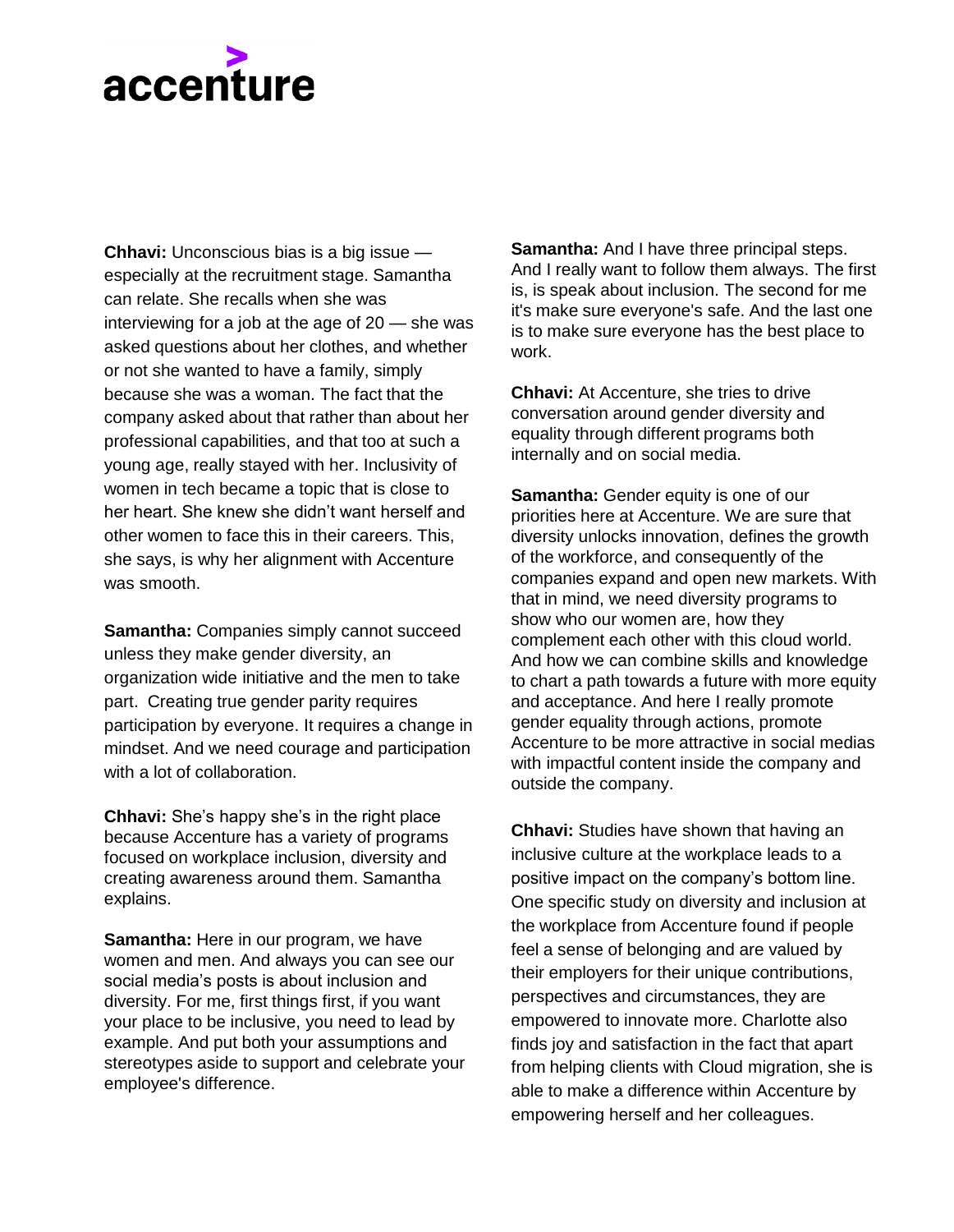**Chhavi:** Unconscious bias is a big issue — especially at the recruitment stage. Samantha can relate. She recalls when she was interviewing for a job at the age of 20 — she was asked questions about her clothes, and whether or not she wanted to have a family, simply because she was a woman. The fact that the company asked about that rather than about her professional capabilities, and that too at such a young age, really stayed with her. Inclusivity of women in tech became a topic that is close to her heart. She knew she didn't want herself and other women to face this in their careers. This, she says, is why her alignment with Accenture was smooth.

**Samantha:** Companies simply cannot succeed unless they make gender diversity, an organization wide initiative and the men to take part. Creating true gender parity requires participation by everyone. It requires a change in mindset. And we need courage and participation with a lot of collaboration.

**Chhavi:** She's happy she's in the right place because Accenture has a variety of programs focused on workplace inclusion, diversity and creating awareness around them. Samantha explains.

**Samantha:** Here in our program, we have women and men. And always you can see our social media's posts is about inclusion and diversity. For me, first things first, if you want your place to be inclusive, you need to lead by example. And put both your assumptions and stereotypes aside to support and celebrate your employee's difference.

**Samantha:** And I have three principal steps. And I really want to follow them always. The first is, is speak about inclusion. The second for me it's make sure everyone's safe. And the last one is to make sure everyone has the best place to work.

**Chhavi:** At Accenture, she tries to drive conversation around gender diversity and equality through different programs both internally and on social media.

**Samantha:** Gender equity is one of our priorities here at Accenture. We are sure that diversity unlocks innovation, defines the growth of the workforce, and consequently of the companies expand and open new markets. With that in mind, we need diversity programs to show who our women are, how they complement each other with this cloud world. And how we can combine skills and knowledge to chart a path towards a future with more equity and acceptance. And here I really promote gender equality through actions, promote Accenture to be more attractive in social medias with impactful content inside the company and outside the company.

**Chhavi:** Studies have shown that having an inclusive culture at the workplace leads to a positive impact on the company's bottom line. One specific study on diversity and inclusion at the workplace from Accenture found if people feel a sense of belonging and are valued by their employers for their unique contributions, perspectives and circumstances, they are empowered to innovate more. Charlotte also finds joy and satisfaction in the fact that apart from helping clients with Cloud migration, she is able to make a difference within Accenture by empowering herself and her colleagues.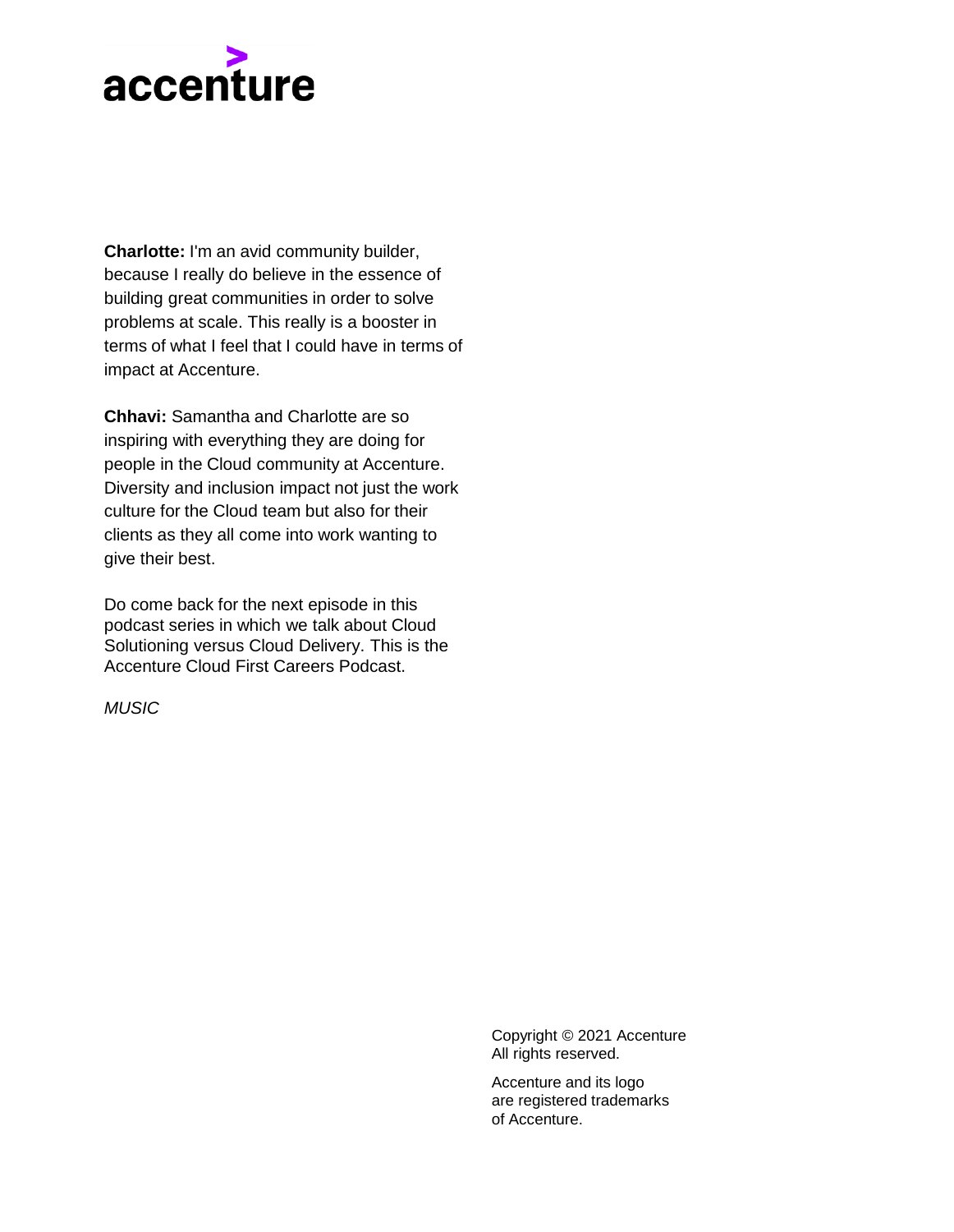**Charlotte:** I'm an avid community builder, because I really do believe in the essence of building great communities in order to solve problems at scale. This really is a booster in terms of what I feel that I could have in terms of impact at Accenture.

**Chhavi:** Samantha and Charlotte are so inspiring with everything they are doing for people in the Cloud community at Accenture. Diversity and inclusion impact not just the work culture for the Cloud team but also for their clients as they all come into work wanting to give their best.

Do come back for the next episode in this podcast series in which we talk about Cloud Solutioning versus Cloud Delivery. This is the Accenture Cloud First Careers Podcast.

*MUSIC*

Copyright © 2021 Accenture
All rights reserved.

Accenture and its logo are registered trademarks of Accenture.